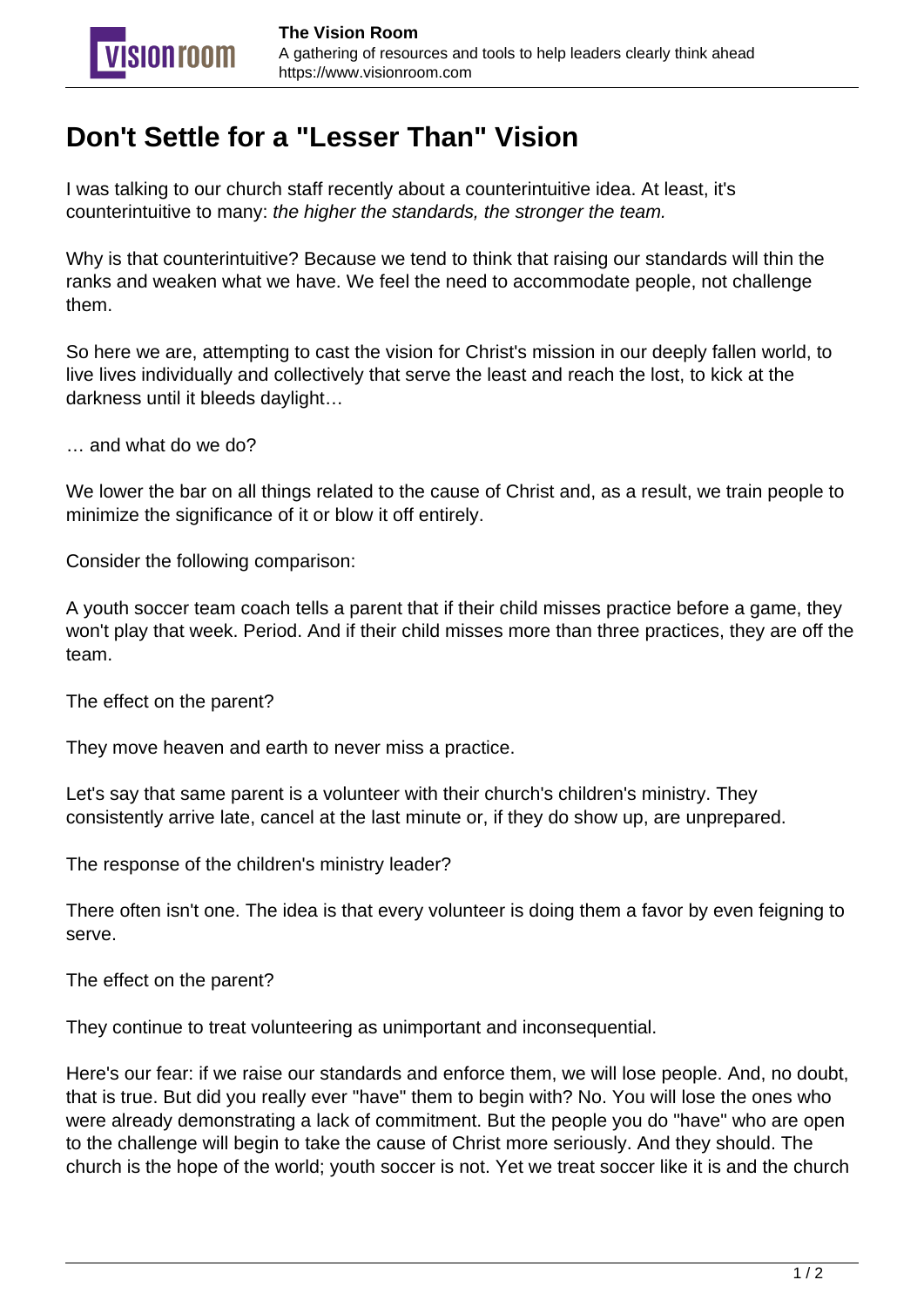# Don't Settle for a "Lesser Than" Vision

I was talking to our church staff recently about a counterintuitive idea. At least, it's counterintuitive to many: *the higher the standards, the stronger the team.*

Why is that counterintuitive? Because we tend to think that raising our standards will thin the ranks and weaken what we have. We feel the need to accommodate people, not challenge them.

So here we are, attempting to cast the vision for Christ's mission in our deeply fallen world, to live lives individually and collectively that serve the least and reach the lost, to kick at the darkness until it bleeds daylight…

… and what do we do?

We lower the bar on all things related to the cause of Christ and, as a result, we train people to minimize the significance of it or blow it off entirely.

Consider the following comparison:

A youth soccer team coach tells a parent that if their child misses practice before a game, they won't play that week. Period. And if their child misses more than three practices, they are off the team.

The effect on the parent?

They move heaven and earth to never miss a practice.

Let's say that same parent is a volunteer with their church's children's ministry. They consistently arrive late, cancel at the last minute or, if they do show up, are unprepared.

The response of the children's ministry leader?

There often isn't one. The idea is that every volunteer is doing them a favor by even feigning to serve.

The effect on the parent?

They continue to treat volunteering as unimportant and inconsequential.

Here's our fear: if we raise our standards and enforce them, we will lose people. And, no doubt, that is true. But did you really ever "have" them to begin with? No. You will lose the ones who were already demonstrating a lack of commitment. But the people you do "have" who are open to the challenge will begin to take the cause of Christ more seriously. And they should. The church is the hope of the world; youth soccer is not. Yet we treat soccer like it is and the church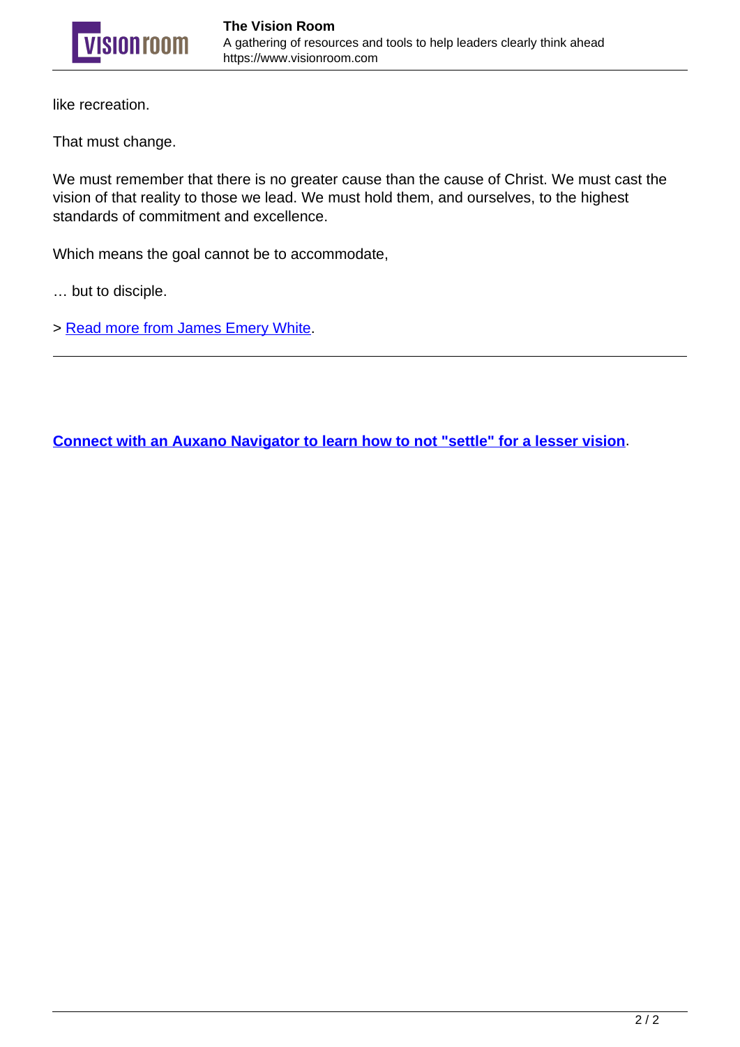like recreation.

That must change.

We must remember that there is no greater cause than the cause of Christ. We must cast the vision of that reality to those we lead. We must hold them, and ourselves, to the highest standards of commitment and excellence.

Which means the goal cannot be to accommodate,

… but to disciple.

> Read more from James Emery White.

---

**Connect with an Auxano Navigator to learn how to not "settle" for a lesser vision.**